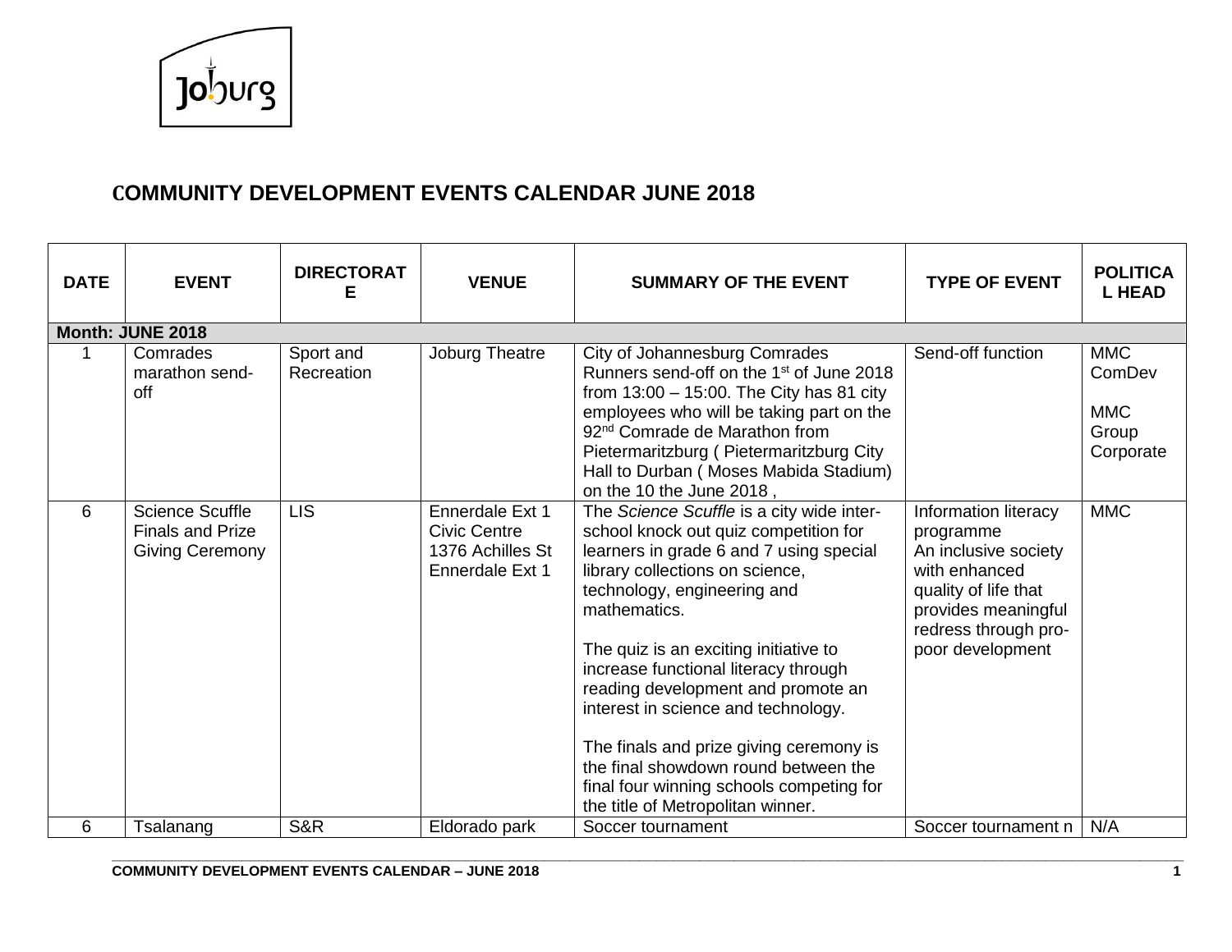# COMMUNITY DEVELOPMENT EVENTS CALENDAR JUNE 2018

| DATE | EVENT | DIRECTORATE | VENUE | SUMMARY OF THE EVENT | TYPE OF EVENT | POLITICAL HEAD |
|---|---|---|---|---|---|---|
| **Month: JUNE 2018** | | | | | | |
| 1 | Comrades marathon send-off | Sport and Recreation | Joburg Theatre | City of Johannesburg Comrades Runners send-off on the 1st of June 2018 from 13:00 – 15:00. The City has 81 city employees who will be taking part on the 92nd Comrade de Marathon from Pietermaritzburg ( Pietermaritzburg City Hall to Durban ( Moses Mabida Stadium) on the 10 the June 2018 , | Send-off function | MMC ComDev<br><br>MMC Group Corporate |
| 6 | Science Scuffle Finals and Prize Giving Ceremony | LIS | Ennerdale Ext 1 Civic Centre 1376 Achilles St Ennerdale Ext 1 | The *Science Scuffle* is a city wide inter-school knock out quiz competition for learners in grade 6 and 7 using special library collections on science, technology, engineering and mathematics.<br><br>The quiz is an exciting initiative to increase functional literacy through reading development and promote an interest in science and technology.<br><br>The finals and prize giving ceremony is the final showdown round between the final four winning schools competing for the title of Metropolitan winner. | Information literacy programme<br>An inclusive society with enhanced quality of life that provides meaningful redress through pro-poor development | MMC |
| 6 | Tsalanang | S&R | Eldorado park | Soccer tournament | Soccer tournament n | N/A |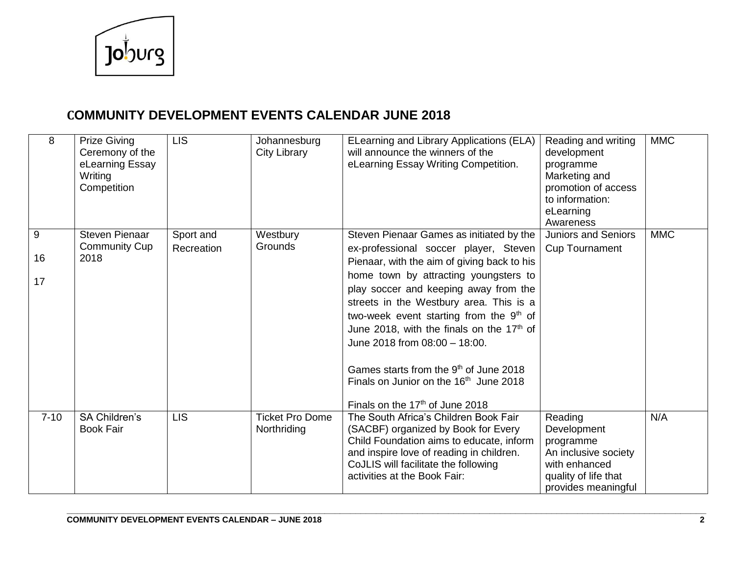## COMMUNITY DEVELOPMENT EVENTS CALENDAR JUNE 2018

| | | | | | | |
|---|---|---|---|---|---|---|
| 8 | Prize Giving Ceremony of the eLearning Essay Writing Competition | LIS | Johannesburg City Library | ELearning and Library Applications (ELA) will announce the winners of the eLearning Essay Writing Competition. | Reading and writing development programme Marketing and promotion of access to information: eLearning Awareness | MMC |
| 9<br><br>16<br><br>17 | Steven Pienaar Community Cup 2018 | Sport and Recreation | Westbury Grounds | Steven Pienaar Games as initiated by the ex-professional soccer player, Steven Pienaar, with the aim of giving back to his home town by attracting youngsters to play soccer and keeping away from the streets in the Westbury area. This is a two-week event starting from the 9th of June 2018, with the finals on the 17th of June 2018 from 08:00 – 18:00.<br><br>Games starts from the 9th of June 2018<br>Finals on Junior on the 16th June 2018<br><br>Finals on the 17th of June 2018 | Juniors and Seniors Cup Tournament | MMC |
| 7-10 | SA Children's Book Fair | LIS | Ticket Pro Dome Northriding | The South Africa's Children Book Fair (SACBF) organized by Book for Every Child Foundation aims to educate, inform and inspire love of reading in children. CoJLIS will facilitate the following activities at the Book Fair: | Reading Development programme An inclusive society with enhanced quality of life that provides meaningful | N/A |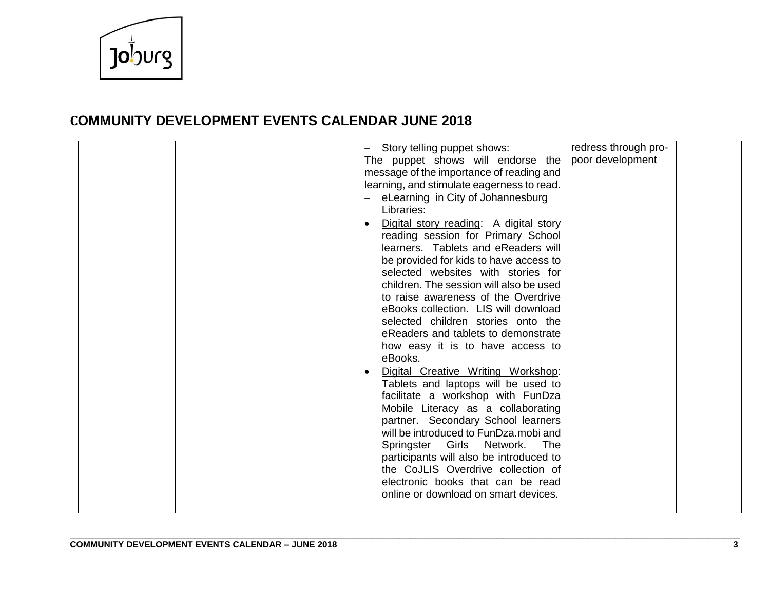# COMMUNITY DEVELOPMENT EVENTS CALENDAR JUNE 2018

| | | | | | | |
|---|---|---|---|---|---|---|
| | | | | – Story telling puppet shows:<br>The puppet shows will endorse the message of the importance of reading and learning, and stimulate eagerness to read.<br>– eLearning in City of Johannesburg Libraries:<br>• Digital story reading: A digital story reading session for Primary School learners. Tablets and eReaders will be provided for kids to have access to selected websites with stories for children. The session will also be used to raise awareness of the Overdrive eBooks collection. LIS will download selected children stories onto the eReaders and tablets to demonstrate how easy it is to have access to eBooks.<br>• Digital Creative Writing Workshop: Tablets and laptops will be used to facilitate a workshop with FunDza Mobile Literacy as a collaborating partner. Secondary School learners will be introduced to FunDza.mobi and Springster Girls Network. The participants will also be introduced to the CoJLIS Overdrive collection of electronic books that can be read online or download on smart devices. | redress through pro-poor development | |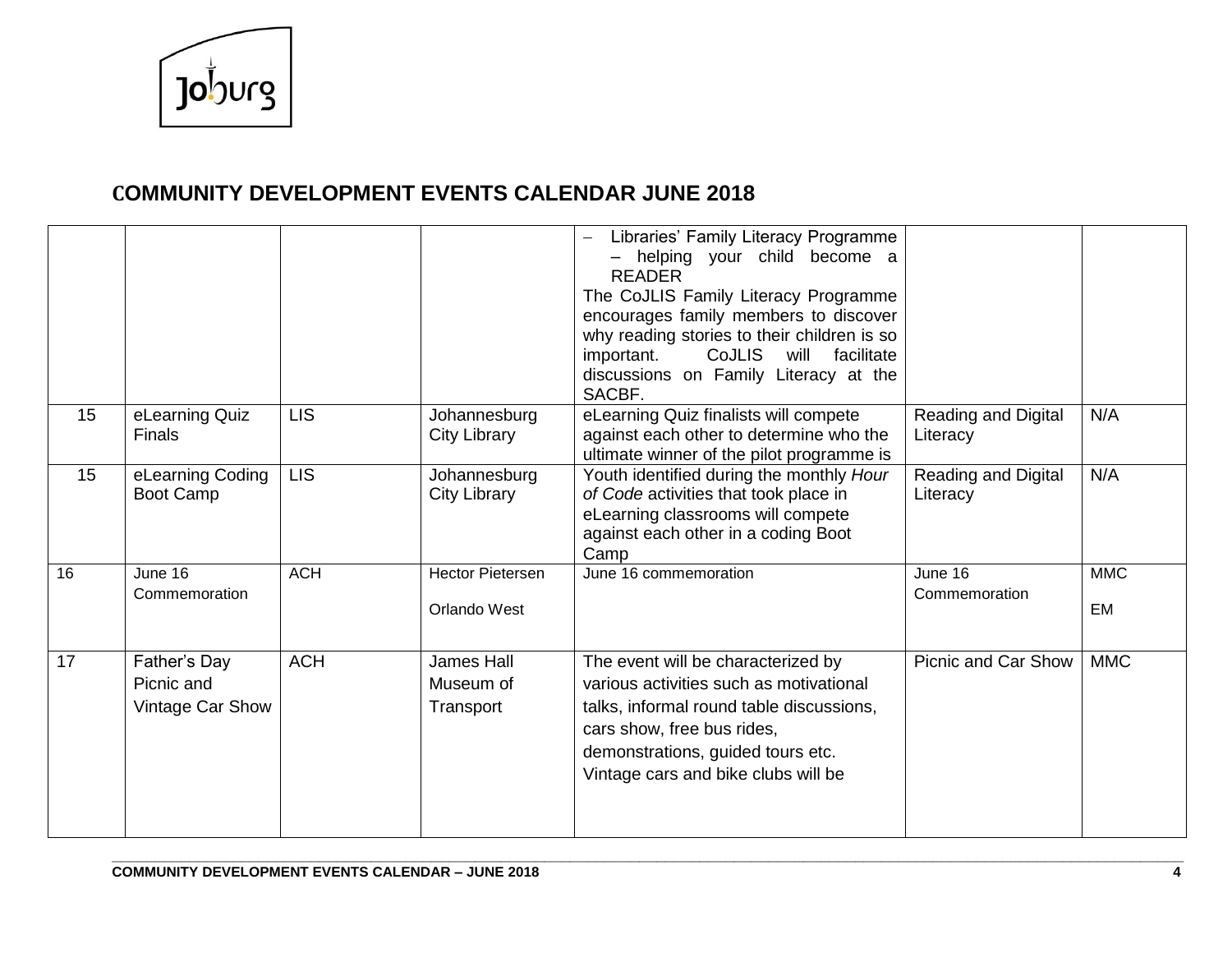# COMMUNITY DEVELOPMENT EVENTS CALENDAR JUNE 2018

| | | | | | | |
|---|---|---|---|---|---|---|
| | | | | – Libraries' Family Literacy Programme – helping your child become a READER<br>The CoJLIS Family Literacy Programme encourages family members to discover why reading stories to their children is so important. CoJLIS will facilitate discussions on Family Literacy at the SACBF. | | |
| 15 | eLearning Quiz Finals | LIS | Johannesburg City Library | eLearning Quiz finalists will compete against each other to determine who the ultimate winner of the pilot programme is | Reading and Digital Literacy | N/A |
| 15 | eLearning Coding Boot Camp | LIS | Johannesburg City Library | Youth identified during the monthly *Hour of Code* activities that took place in eLearning classrooms will compete against each other in a coding Boot Camp | Reading and Digital Literacy | N/A |
| 16 | June 16 Commemoration | ACH | Hector Pietersen<br>Orlando West | June 16 commemoration | June 16 Commemoration | MMC<br>EM |
| 17 | Father's Day Picnic and Vintage Car Show | ACH | James Hall Museum of Transport | The event will be characterized by various activities such as motivational talks, informal round table discussions, cars show, free bus rides, demonstrations, guided tours etc. Vintage cars and bike clubs will be | Picnic and Car Show | MMC |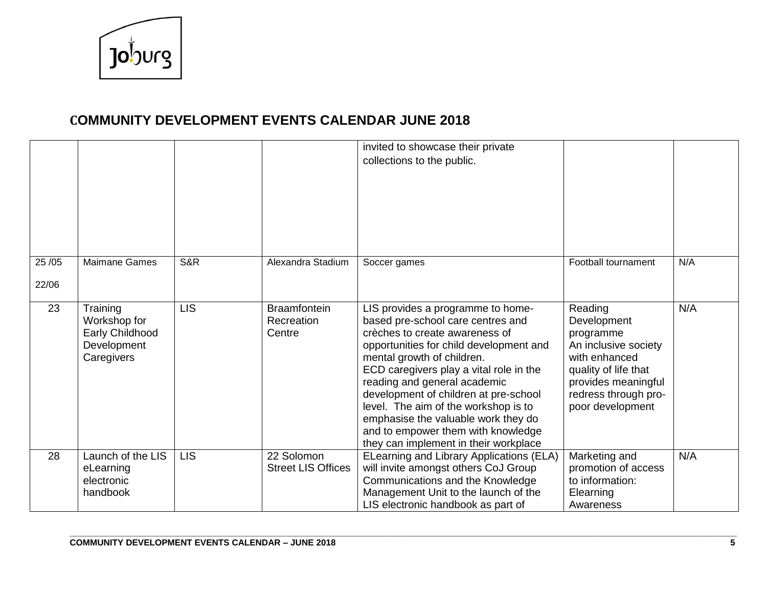# COMMUNITY DEVELOPMENT EVENTS CALENDAR JUNE 2018

| | | | | | | |
|---|---|---|---|---|---|---|
| | | | | invited to showcase their private collections to the public. | | |
| 25 /05<br><br>22/06 | Maimane Games | S&R | Alexandra Stadium | Soccer games | Football tournament | N/A |
| 23 | Training Workshop for Early Childhood Development Caregivers | LIS | Braamfontein Recreation Centre | LIS provides a programme to home-based pre-school care centres and crèches to create awareness of opportunities for child development and mental growth of children.<br>ECD caregivers play a vital role in the reading and general academic development of children at pre-school level. The aim of the workshop is to emphasise the valuable work they do and to empower them with knowledge they can implement in their workplace | Reading Development programme<br>An inclusive society with enhanced quality of life that provides meaningful redress through pro-poor development | N/A |
| 28 | Launch of the LIS eLearning electronic handbook | LIS | 22 Solomon Street LIS Offices | ELearning and Library Applications (ELA) will invite amongst others CoJ Group Communications and the Knowledge Management Unit to the launch of the LIS electronic handbook as part of | Marketing and promotion of access to information: Elearning Awareness | N/A |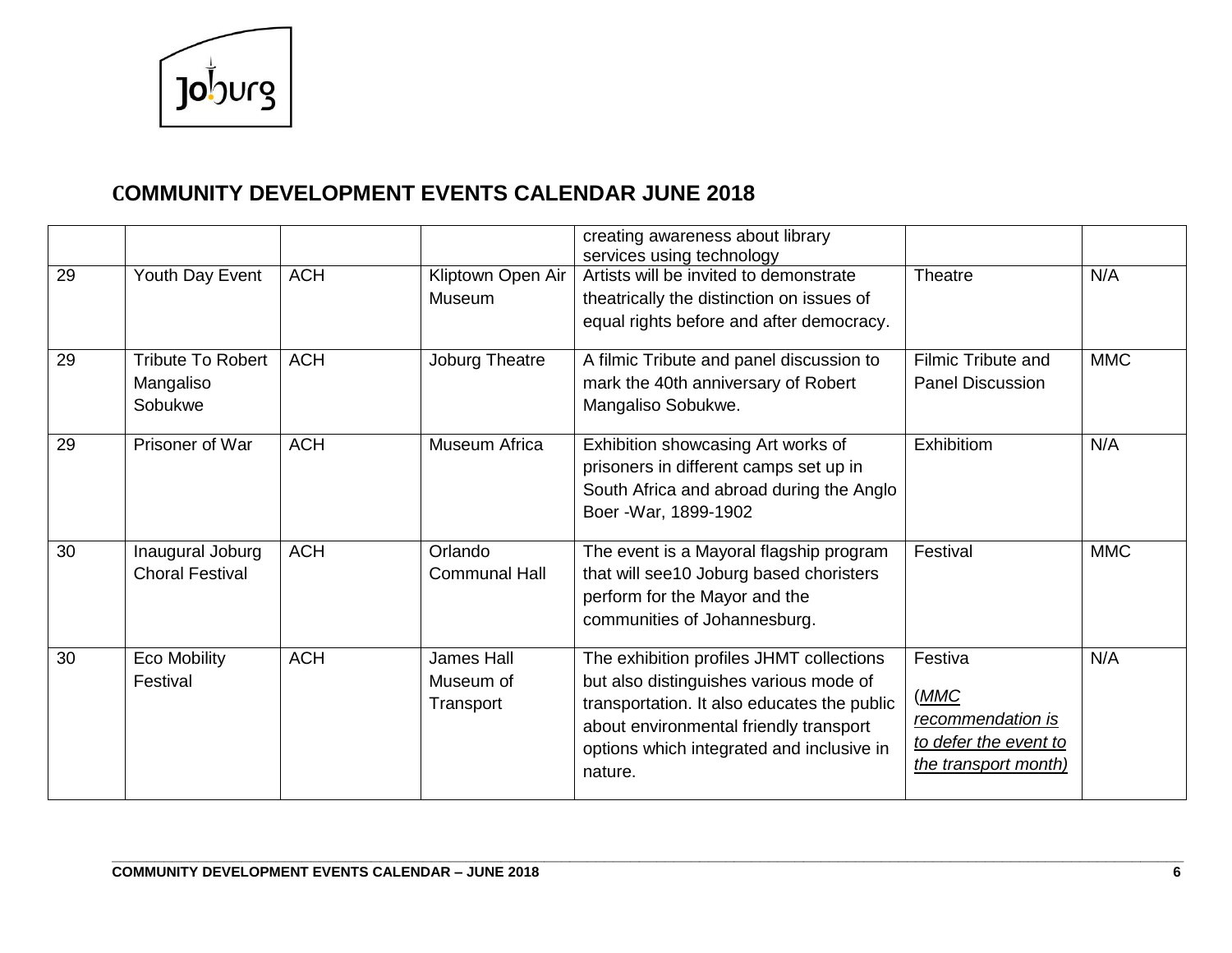# COMMUNITY DEVELOPMENT EVENTS CALENDAR JUNE 2018

| | | | | | | |
|---|---|---|---|---|---|---|
| | | | | creating awareness about library services using technology | | |
| 29 | Youth Day Event | ACH | Kliptown Open Air Museum | Artists will be invited to demonstrate theatrically the distinction on issues of equal rights before and after democracy. | Theatre | N/A |
| 29 | Tribute To Robert Mangaliso Sobukwe | ACH | Joburg Theatre | A filmic Tribute and panel discussion to mark the 40th anniversary of Robert Mangaliso Sobukwe. | Filmic Tribute and Panel Discussion | MMC |
| 29 | Prisoner of War | ACH | Museum Africa | Exhibition showcasing Art works of prisoners in different camps set up in South Africa and abroad during the Anglo Boer -War, 1899-1902 | Exhibitiom | N/A |
| 30 | Inaugural Joburg Choral Festival | ACH | Orlando Communal Hall | The event is a Mayoral flagship program that will see10 Joburg based choristers perform for the Mayor and the communities of Johannesburg. | Festival | MMC |
| 30 | Eco Mobility Festival | ACH | James Hall Museum of Transport | The exhibition profiles JHMT collections but also distinguishes various mode of transportation. It also educates the public about environmental friendly transport options which integrated and inclusive in nature. | Festiva (*MMC recommendation is to defer the event to the transport month)* | N/A |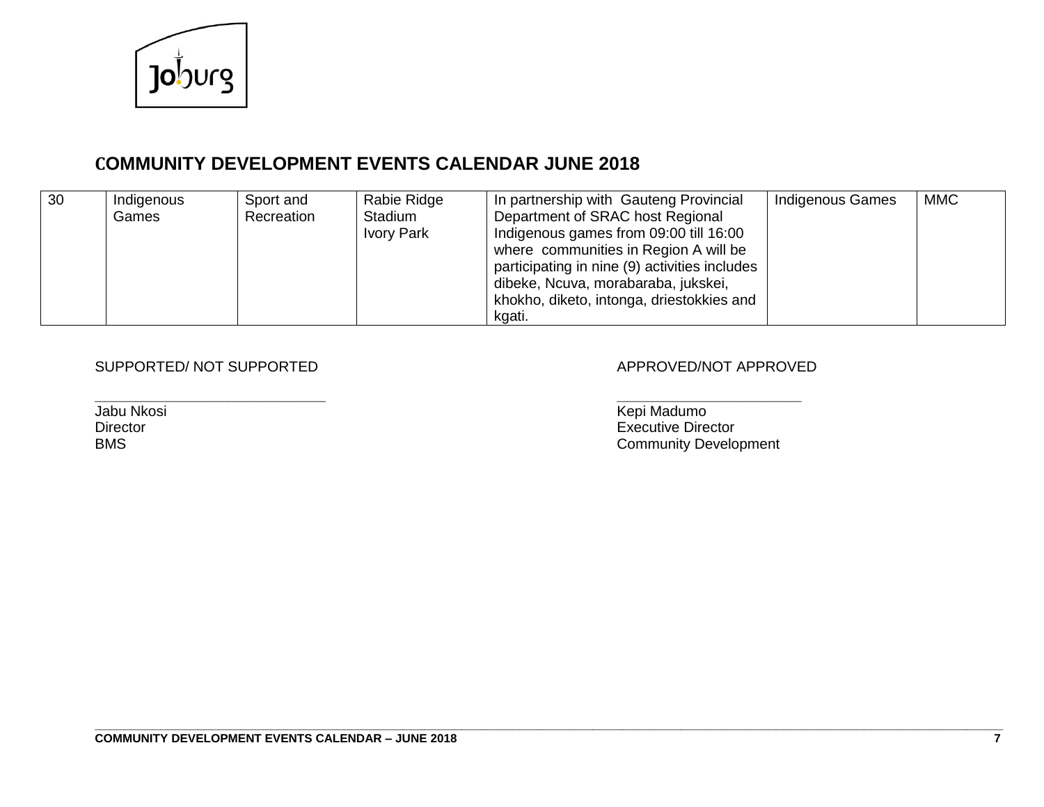# COMMUNITY DEVELOPMENT EVENTS CALENDAR JUNE 2018

| | | | | | | |
|---|---|---|---|---|---|---|
| 30 | Indigenous Games | Sport and Recreation | Rabie Ridge Stadium Ivory Park | In partnership with Gauteng Provincial Department of SRAC host Regional Indigenous games from 09:00 till 16:00 where communities in Region A will be participating in nine (9) activities includes dibeke, Ncuva, morabaraba, jukskei, khokho, diketo, intonga, driestokkies and kgati. | Indigenous Games | MMC |

SUPPORTED/ NOT SUPPORTED

_____________________________
Jabu Nkosi
Director
BMS

APPROVED/NOT APPROVED

_______________________
Kepi Madumo
Executive Director
Community Development